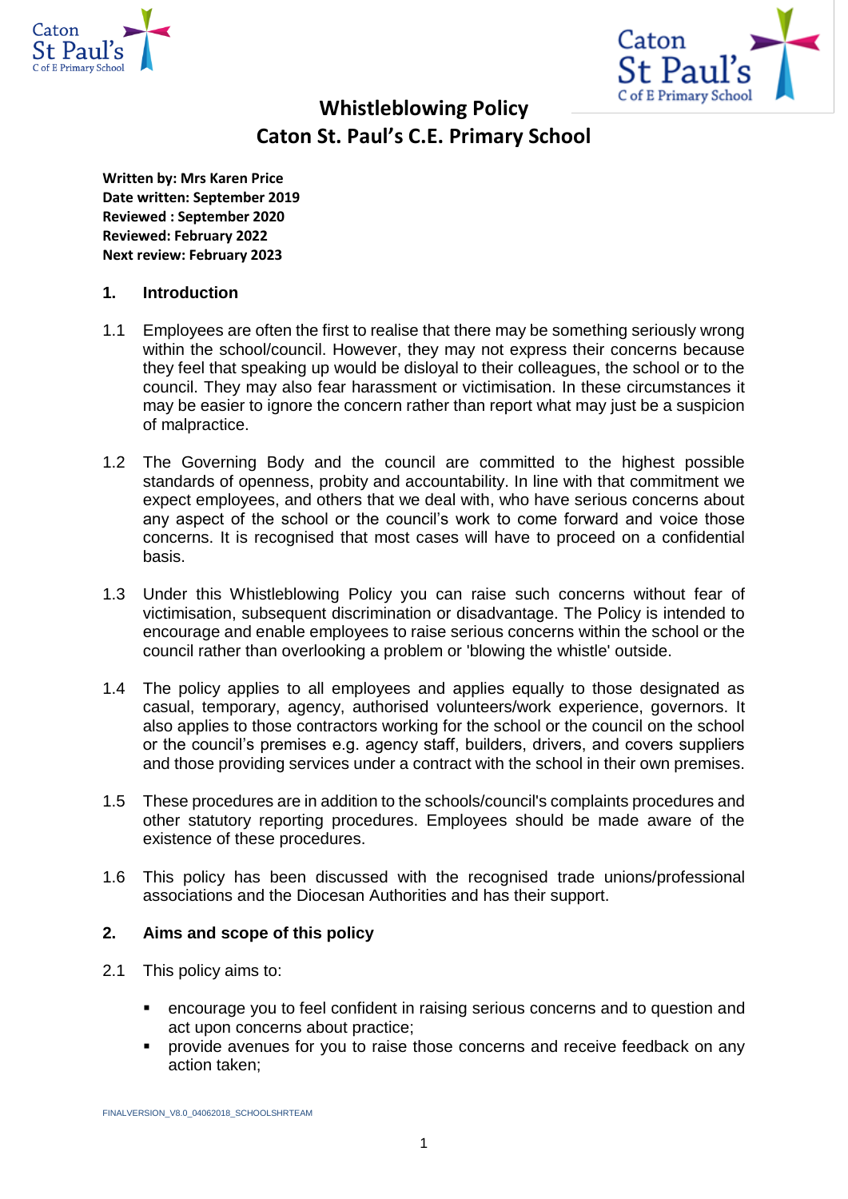# Whistleblowing Policy
## Caton St. Paul's C.E. Primary School

**Written by: Mrs Karen Price**
**Date written: September 2019**
**Reviewed : September 2020**
**Reviewed: February 2022**
**Next review: February 2023**

### 1. Introduction

1.1 Employees are often the first to realise that there may be something seriously wrong within the school/council. However, they may not express their concerns because they feel that speaking up would be disloyal to their colleagues, the school or to the council. They may also fear harassment or victimisation. In these circumstances it may be easier to ignore the concern rather than report what may just be a suspicion of malpractice.

1.2 The Governing Body and the council are committed to the highest possible standards of openness, probity and accountability. In line with that commitment we expect employees, and others that we deal with, who have serious concerns about any aspect of the school or the council's work to come forward and voice those concerns. It is recognised that most cases will have to proceed on a confidential basis.

1.3 Under this Whistleblowing Policy you can raise such concerns without fear of victimisation, subsequent discrimination or disadvantage. The Policy is intended to encourage and enable employees to raise serious concerns within the school or the council rather than overlooking a problem or 'blowing the whistle' outside.

1.4 The policy applies to all employees and applies equally to those designated as casual, temporary, agency, authorised volunteers/work experience, governors. It also applies to those contractors working for the school or the council on the school or the council's premises e.g. agency staff, builders, drivers, and covers suppliers and those providing services under a contract with the school in their own premises.

1.5 These procedures are in addition to the schools/council's complaints procedures and other statutory reporting procedures. Employees should be made aware of the existence of these procedures.

1.6 This policy has been discussed with the recognised trade unions/professional associations and the Diocesan Authorities and has their support.

### 2. Aims and scope of this policy

2.1 This policy aims to:

- encourage you to feel confident in raising serious concerns and to question and act upon concerns about practice;
- provide avenues for you to raise those concerns and receive feedback on any action taken;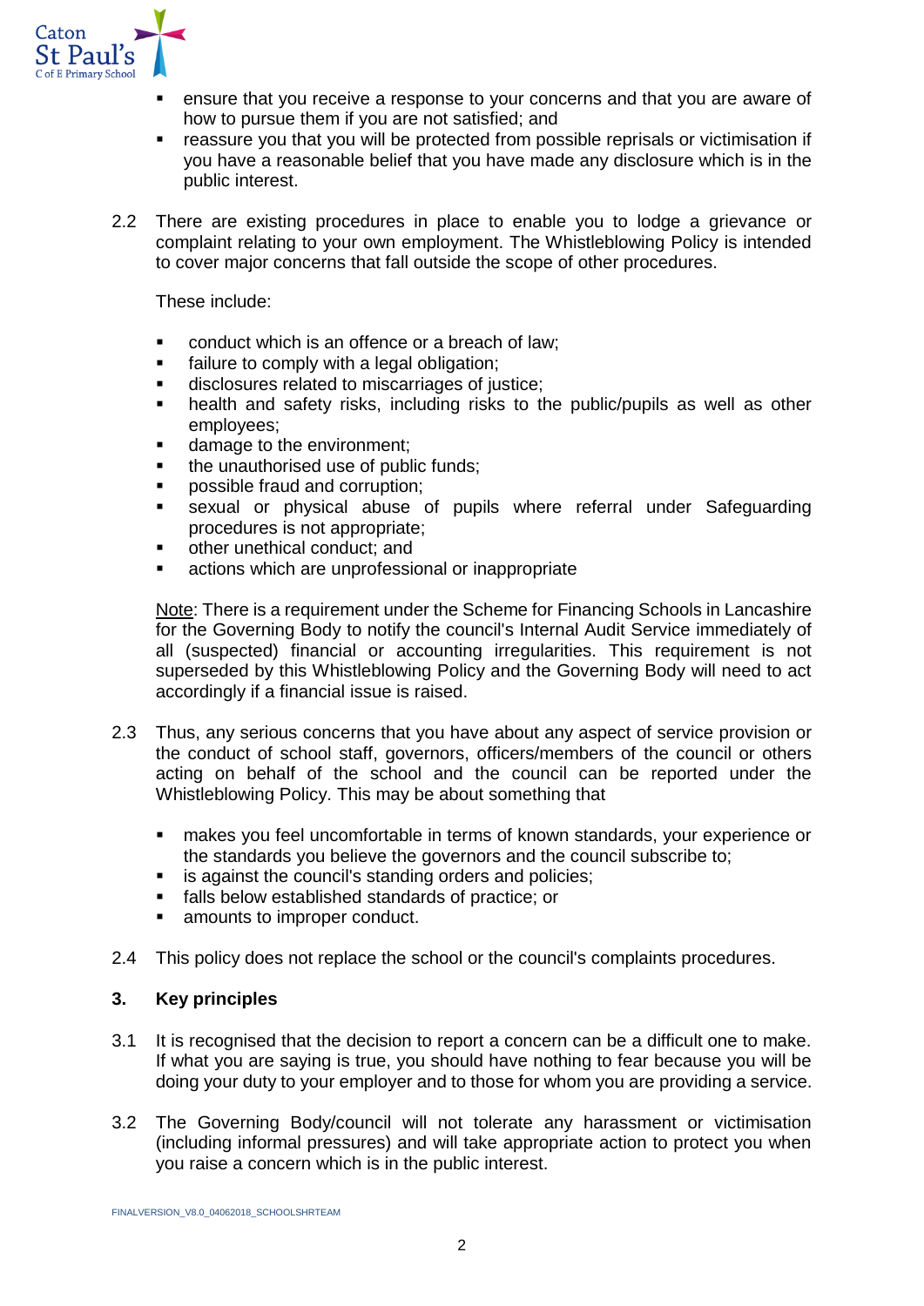- ensure that you receive a response to your concerns and that you are aware of how to pursue them if you are not satisfied; and
- reassure you that you will be protected from possible reprisals or victimisation if you have a reasonable belief that you have made any disclosure which is in the public interest.

2.2 There are existing procedures in place to enable you to lodge a grievance or complaint relating to your own employment. The Whistleblowing Policy is intended to cover major concerns that fall outside the scope of other procedures.

These include:

- conduct which is an offence or a breach of law;
- failure to comply with a legal obligation;
- disclosures related to miscarriages of justice;
- health and safety risks, including risks to the public/pupils as well as other employees;
- damage to the environment;
- the unauthorised use of public funds;
- possible fraud and corruption;
- sexual or physical abuse of pupils where referral under Safeguarding procedures is not appropriate;
- other unethical conduct; and
- actions which are unprofessional or inappropriate

Note: There is a requirement under the Scheme for Financing Schools in Lancashire for the Governing Body to notify the council's Internal Audit Service immediately of all (suspected) financial or accounting irregularities. This requirement is not superseded by this Whistleblowing Policy and the Governing Body will need to act accordingly if a financial issue is raised.

2.3 Thus, any serious concerns that you have about any aspect of service provision or the conduct of school staff, governors, officers/members of the council or others acting on behalf of the school and the council can be reported under the Whistleblowing Policy. This may be about something that

- makes you feel uncomfortable in terms of known standards, your experience or the standards you believe the governors and the council subscribe to;
- is against the council's standing orders and policies;
- falls below established standards of practice; or
- amounts to improper conduct.

2.4 This policy does not replace the school or the council's complaints procedures.

## 3. Key principles

3.1 It is recognised that the decision to report a concern can be a difficult one to make. If what you are saying is true, you should have nothing to fear because you will be doing your duty to your employer and to those for whom you are providing a service.

3.2 The Governing Body/council will not tolerate any harassment or victimisation (including informal pressures) and will take appropriate action to protect you when you raise a concern which is in the public interest.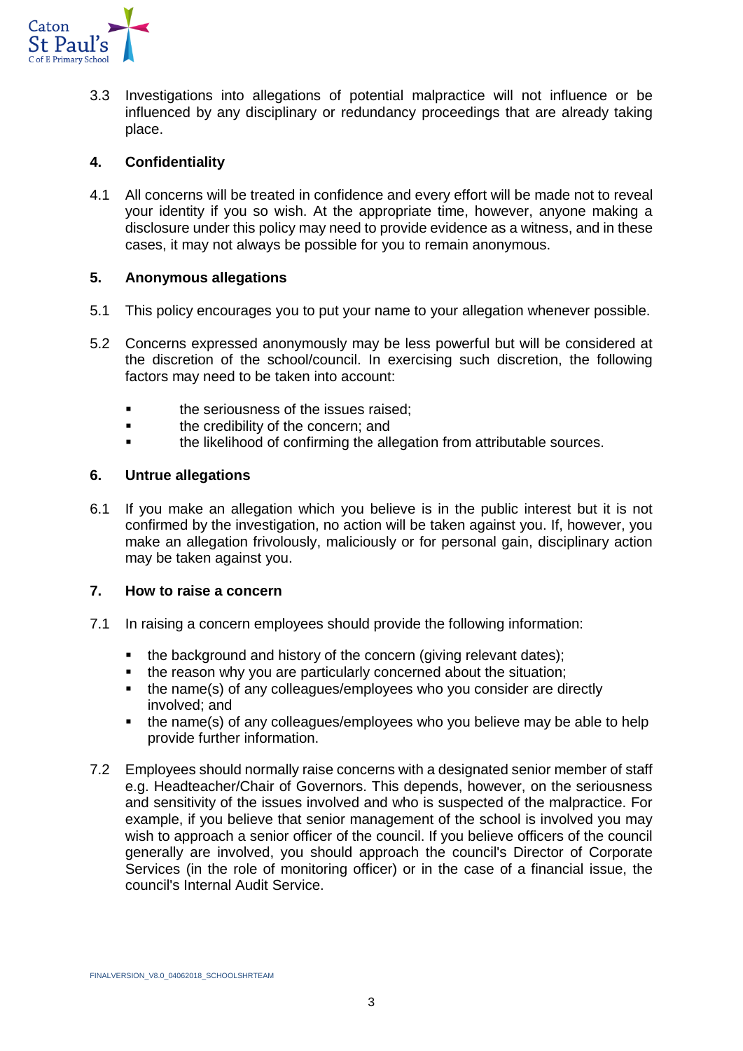3.3 Investigations into allegations of potential malpractice will not influence or be influenced by any disciplinary or redundancy proceedings that are already taking place.

## 4. Confidentiality

4.1 All concerns will be treated in confidence and every effort will be made not to reveal your identity if you so wish. At the appropriate time, however, anyone making a disclosure under this policy may need to provide evidence as a witness, and in these cases, it may not always be possible for you to remain anonymous.

## 5. Anonymous allegations

5.1 This policy encourages you to put your name to your allegation whenever possible.

5.2 Concerns expressed anonymously may be less powerful but will be considered at the discretion of the school/council. In exercising such discretion, the following factors may need to be taken into account:

- the seriousness of the issues raised;
- the credibility of the concern; and
- the likelihood of confirming the allegation from attributable sources.

## 6. Untrue allegations

6.1 If you make an allegation which you believe is in the public interest but it is not confirmed by the investigation, no action will be taken against you. If, however, you make an allegation frivolously, maliciously or for personal gain, disciplinary action may be taken against you.

## 7. How to raise a concern

7.1 In raising a concern employees should provide the following information:

- the background and history of the concern (giving relevant dates);
- the reason why you are particularly concerned about the situation;
- the name(s) of any colleagues/employees who you consider are directly involved; and
- the name(s) of any colleagues/employees who you believe may be able to help provide further information.

7.2 Employees should normally raise concerns with a designated senior member of staff e.g. Headteacher/Chair of Governors. This depends, however, on the seriousness and sensitivity of the issues involved and who is suspected of the malpractice. For example, if you believe that senior management of the school is involved you may wish to approach a senior officer of the council. If you believe officers of the council generally are involved, you should approach the council's Director of Corporate Services (in the role of monitoring officer) or in the case of a financial issue, the council's Internal Audit Service.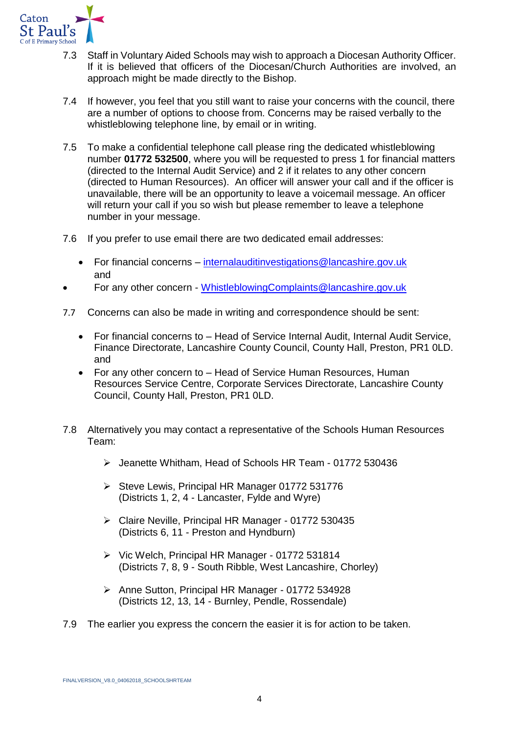7.3 Staff in Voluntary Aided Schools may wish to approach a Diocesan Authority Officer. If it is believed that officers of the Diocesan/Church Authorities are involved, an approach might be made directly to the Bishop.

7.4 If however, you feel that you still want to raise your concerns with the council, there are a number of options to choose from. Concerns may be raised verbally to the whistleblowing telephone line, by email or in writing.

7.5 To make a confidential telephone call please ring the dedicated whistleblowing number **01772 532500**, where you will be requested to press 1 for financial matters (directed to the Internal Audit Service) and 2 if it relates to any other concern (directed to Human Resources). An officer will answer your call and if the officer is unavailable, there will be an opportunity to leave a voicemail message. An officer will return your call if you so wish but please remember to leave a telephone number in your message.

7.6 If you prefer to use email there are two dedicated email addresses:

- For financial concerns – internalauditinvestigations@lancashire.gov.uk and
- For any other concern - WhistleblowingComplaints@lancashire.gov.uk

7.7 Concerns can also be made in writing and correspondence should be sent:

- For financial concerns to – Head of Service Internal Audit, Internal Audit Service, Finance Directorate, Lancashire County Council, County Hall, Preston, PR1 0LD. and
- For any other concern to – Head of Service Human Resources, Human Resources Service Centre, Corporate Services Directorate, Lancashire County Council, County Hall, Preston, PR1 0LD.

7.8 Alternatively you may contact a representative of the Schools Human Resources Team:

- Jeanette Whitham, Head of Schools HR Team - 01772 530436
- Steve Lewis, Principal HR Manager 01772 531776 (Districts 1, 2, 4 - Lancaster, Fylde and Wyre)
- Claire Neville, Principal HR Manager - 01772 530435 (Districts 6, 11 - Preston and Hyndburn)
- Vic Welch, Principal HR Manager - 01772 531814 (Districts 7, 8, 9 - South Ribble, West Lancashire, Chorley)
- Anne Sutton, Principal HR Manager - 01772 534928 (Districts 12, 13, 14 - Burnley, Pendle, Rossendale)

7.9 The earlier you express the concern the easier it is for action to be taken.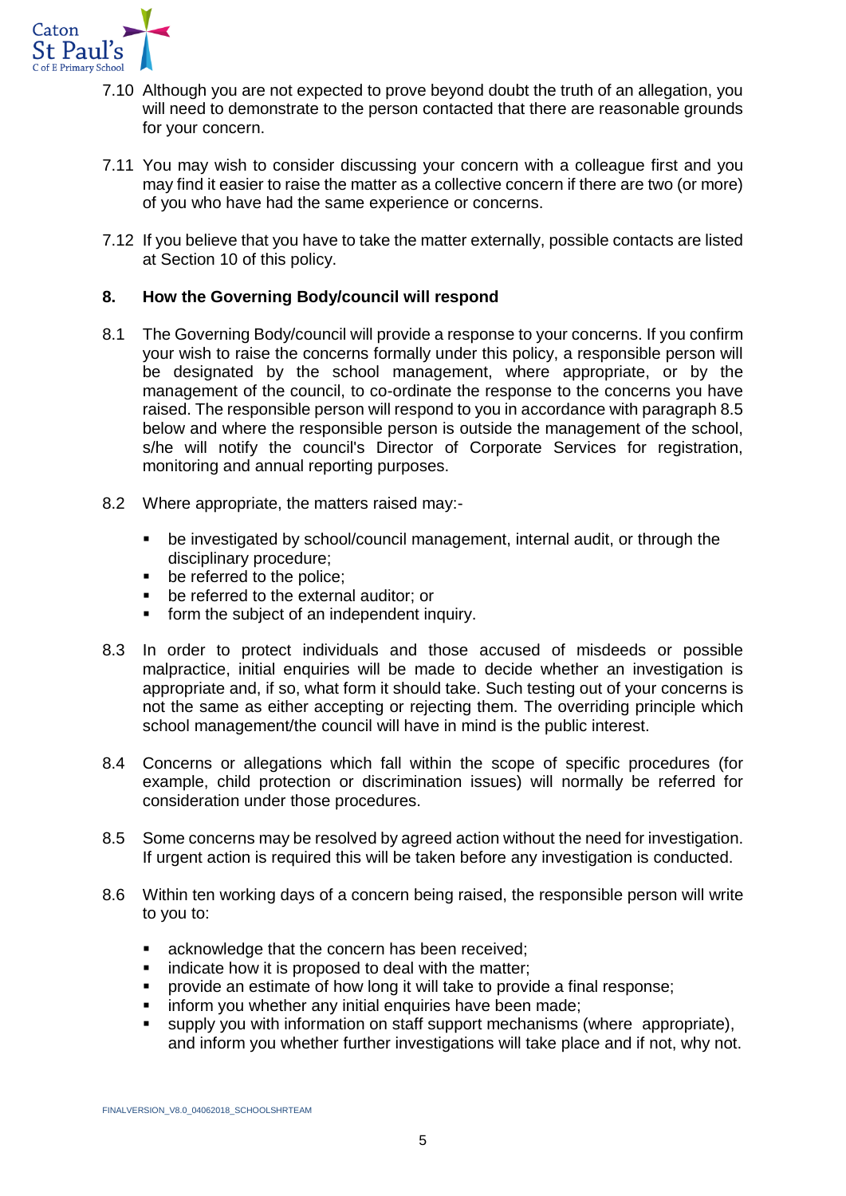7.10 Although you are not expected to prove beyond doubt the truth of an allegation, you will need to demonstrate to the person contacted that there are reasonable grounds for your concern.

7.11 You may wish to consider discussing your concern with a colleague first and you may find it easier to raise the matter as a collective concern if there are two (or more) of you who have had the same experience or concerns.

7.12 If you believe that you have to take the matter externally, possible contacts are listed at Section 10 of this policy.

## 8. How the Governing Body/council will respond

8.1 The Governing Body/council will provide a response to your concerns. If you confirm your wish to raise the concerns formally under this policy, a responsible person will be designated by the school management, where appropriate, or by the management of the council, to co-ordinate the response to the concerns you have raised. The responsible person will respond to you in accordance with paragraph 8.5 below and where the responsible person is outside the management of the school, s/he will notify the council's Director of Corporate Services for registration, monitoring and annual reporting purposes.

8.2 Where appropriate, the matters raised may:-

- be investigated by school/council management, internal audit, or through the disciplinary procedure;
- be referred to the police;
- be referred to the external auditor; or
- form the subject of an independent inquiry.

8.3 In order to protect individuals and those accused of misdeeds or possible malpractice, initial enquiries will be made to decide whether an investigation is appropriate and, if so, what form it should take. Such testing out of your concerns is not the same as either accepting or rejecting them. The overriding principle which school management/the council will have in mind is the public interest.

8.4 Concerns or allegations which fall within the scope of specific procedures (for example, child protection or discrimination issues) will normally be referred for consideration under those procedures.

8.5 Some concerns may be resolved by agreed action without the need for investigation. If urgent action is required this will be taken before any investigation is conducted.

8.6 Within ten working days of a concern being raised, the responsible person will write to you to:

- acknowledge that the concern has been received;
- indicate how it is proposed to deal with the matter;
- provide an estimate of how long it will take to provide a final response;
- inform you whether any initial enquiries have been made;
- supply you with information on staff support mechanisms (where appropriate), and inform you whether further investigations will take place and if not, why not.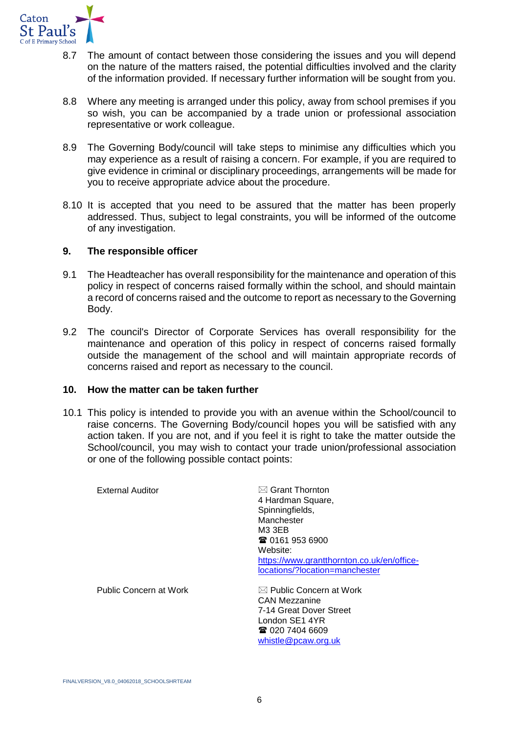8.7 The amount of contact between those considering the issues and you will depend on the nature of the matters raised, the potential difficulties involved and the clarity of the information provided. If necessary further information will be sought from you.

8.8 Where any meeting is arranged under this policy, away from school premises if you so wish, you can be accompanied by a trade union or professional association representative or work colleague.

8.9 The Governing Body/council will take steps to minimise any difficulties which you may experience as a result of raising a concern. For example, if you are required to give evidence in criminal or disciplinary proceedings, arrangements will be made for you to receive appropriate advice about the procedure.

8.10 It is accepted that you need to be assured that the matter has been properly addressed. Thus, subject to legal constraints, you will be informed of the outcome of any investigation.

## 9. The responsible officer

9.1 The Headteacher has overall responsibility for the maintenance and operation of this policy in respect of concerns raised formally within the school, and should maintain a record of concerns raised and the outcome to report as necessary to the Governing Body.

9.2 The council's Director of Corporate Services has overall responsibility for the maintenance and operation of this policy in respect of concerns raised formally outside the management of the school and will maintain appropriate records of concerns raised and report as necessary to the council.

## 10. How the matter can be taken further

10.1 This policy is intended to provide you with an avenue within the School/council to raise concerns. The Governing Body/council hopes you will be satisfied with any action taken. If you are not, and if you feel it is right to take the matter outside the School/council, you may wish to contact your trade union/professional association or one of the following possible contact points:

| | |
|---|---|
| External Auditor | ✉ Grant Thornton<br>4 Hardman Square,<br>Spinningfields,<br>Manchester<br>M3 3EB<br>☎ 0161 953 6900<br>Website:<br>https://www.grantthornton.co.uk/en/office-locations/?location=manchester |
| Public Concern at Work | ✉ Public Concern at Work<br>CAN Mezzanine<br>7-14 Great Dover Street<br>London SE1 4YR<br>☎ 020 7404 6609<br>whistle@pcaw.org.uk |

FINALVERSION_V8.0_04062018_SCHOOLSHRTEAM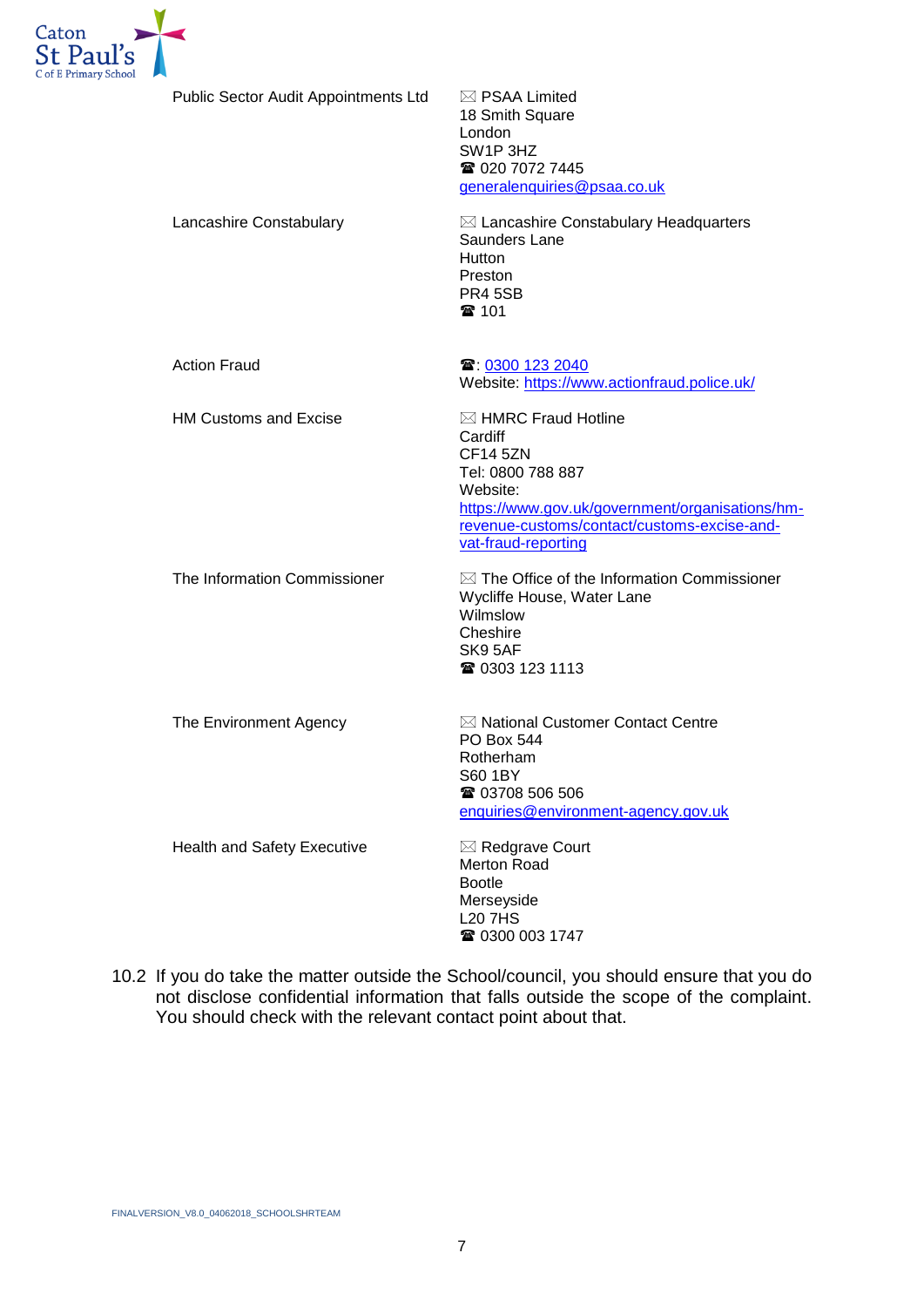| | |
|---|---|
| Public Sector Audit Appointments Ltd | ✉ PSAA Limited<br>18 Smith Square<br>London<br>SW1P 3HZ<br>☎ 020 7072 7445<br>generalenquiries@psaa.co.uk |
| Lancashire Constabulary | ✉ Lancashire Constabulary Headquarters<br>Saunders Lane<br>Hutton<br>Preston<br>PR4 5SB<br>☎ 101 |
| Action Fraud | ☎: 0300 123 2040<br>Website: https://www.actionfraud.police.uk/ |
| HM Customs and Excise | ✉ HMRC Fraud Hotline<br>Cardiff<br>CF14 5ZN<br>Tel: 0800 788 887<br>Website:<br>https://www.gov.uk/government/organisations/hm-revenue-customs/contact/customs-excise-and-vat-fraud-reporting |
| The Information Commissioner | ✉ The Office of the Information Commissioner<br>Wycliffe House, Water Lane<br>Wilmslow<br>Cheshire<br>SK9 5AF<br>☎ 0303 123 1113 |
| The Environment Agency | ✉ National Customer Contact Centre<br>PO Box 544<br>Rotherham<br>S60 1BY<br>☎ 03708 506 506<br>enquiries@environment-agency.gov.uk |
| Health and Safety Executive | ✉ Redgrave Court<br>Merton Road<br>Bootle<br>Merseyside<br>L20 7HS<br>☎ 0300 003 1747 |

10.2 If you do take the matter outside the School/council, you should ensure that you do not disclose confidential information that falls outside the scope of the complaint. You should check with the relevant contact point about that.